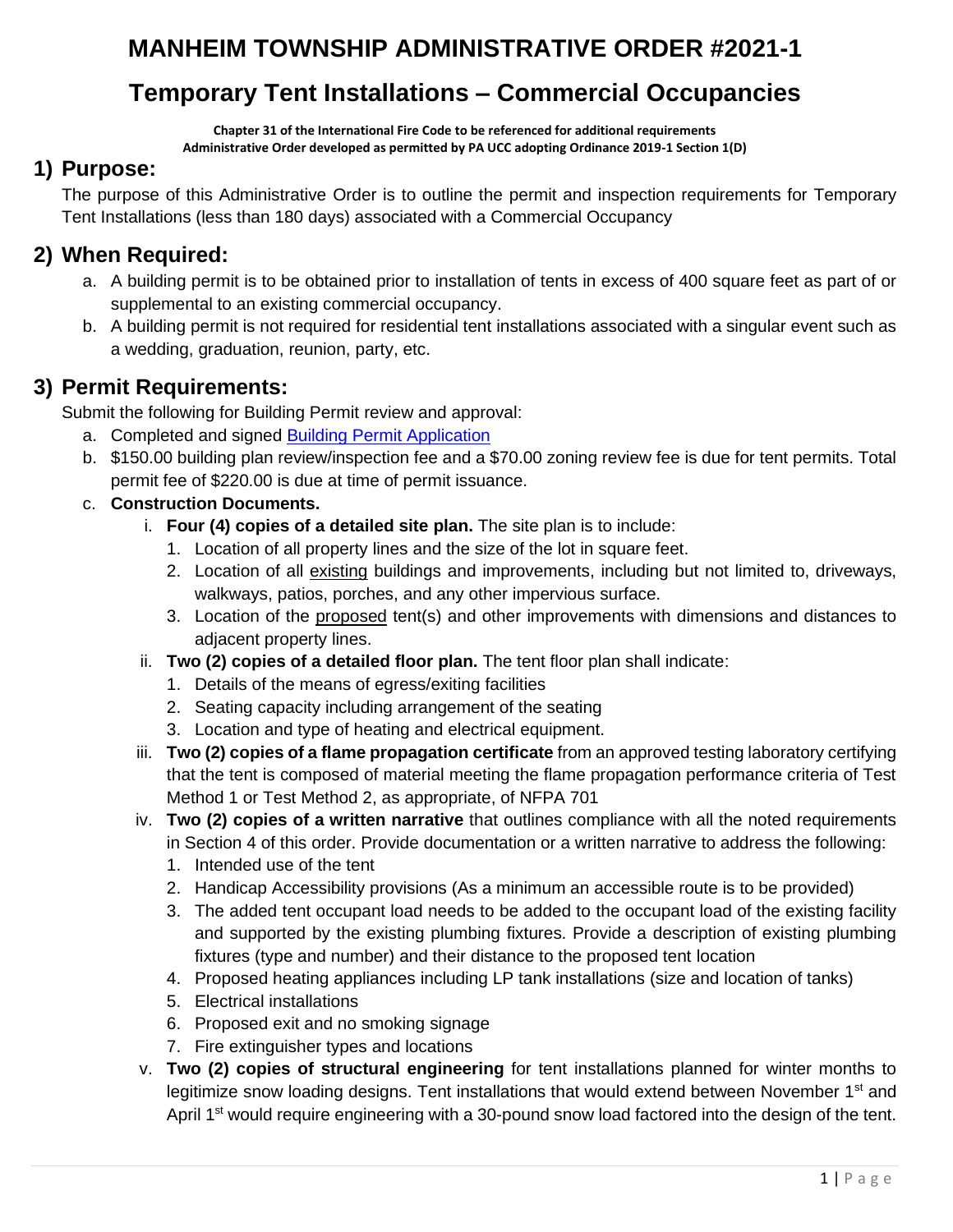# MANHEIM TOWNSHIP ADMINISTRATIVE ORDER #2021-1

# Temporary Tent Installations – Commercial Occupancies

**Chapter 31 of the International Fire Code to be referenced for additional requirements**
**Administrative Order developed as permitted by PA UCC adopting Ordinance 2019-1 Section 1(D)**

## 1) Purpose:

The purpose of this Administrative Order is to outline the permit and inspection requirements for Temporary Tent Installations (less than 180 days) associated with a Commercial Occupancy

## 2) When Required:

a. A building permit is to be obtained prior to installation of tents in excess of 400 square feet as part of or supplemental to an existing commercial occupancy.
b. A building permit is not required for residential tent installations associated with a singular event such as a wedding, graduation, reunion, party, etc.

## 3) Permit Requirements:

Submit the following for Building Permit review and approval:

a. Completed and signed Building Permit Application
b. $150.00 building plan review/inspection fee and a $70.00 zoning review fee is due for tent permits. Total permit fee of $220.00 is due at time of permit issuance.
c. **Construction Documents.**
   i. **Four (4) copies of a detailed site plan.** The site plan is to include:
      1. Location of all property lines and the size of the lot in square feet.
      2. Location of all existing buildings and improvements, including but not limited to, driveways, walkways, patios, porches, and any other impervious surface.
      3. Location of the proposed tent(s) and other improvements with dimensions and distances to adjacent property lines.
   ii. **Two (2) copies of a detailed floor plan.** The tent floor plan shall indicate:
      1. Details of the means of egress/exiting facilities
      2. Seating capacity including arrangement of the seating
      3. Location and type of heating and electrical equipment.
   iii. **Two (2) copies of a flame propagation certificate** from an approved testing laboratory certifying that the tent is composed of material meeting the flame propagation performance criteria of Test Method 1 or Test Method 2, as appropriate, of NFPA 701
   iv. **Two (2) copies of a written narrative** that outlines compliance with all the noted requirements in Section 4 of this order. Provide documentation or a written narrative to address the following:
      1. Intended use of the tent
      2. Handicap Accessibility provisions (As a minimum an accessible route is to be provided)
      3. The added tent occupant load needs to be added to the occupant load of the existing facility and supported by the existing plumbing fixtures. Provide a description of existing plumbing fixtures (type and number) and their distance to the proposed tent location
      4. Proposed heating appliances including LP tank installations (size and location of tanks)
      5. Electrical installations
      6. Proposed exit and no smoking signage
      7. Fire extinguisher types and locations
   v. **Two (2) copies of structural engineering** for tent installations planned for winter months to legitimize snow loading designs. Tent installations that would extend between November 1st and April 1st would require engineering with a 30-pound snow load factored into the design of the tent.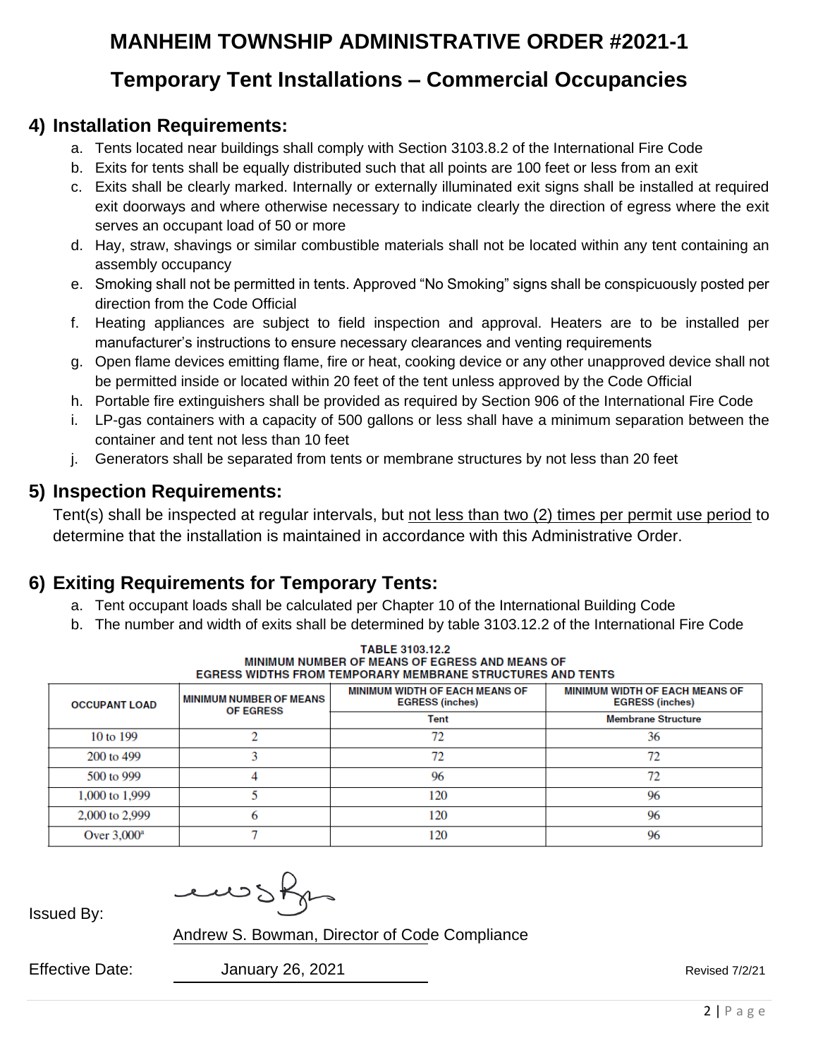# MANHEIM TOWNSHIP ADMINISTRATIVE ORDER #2021-1

## Temporary Tent Installations – Commercial Occupancies

### 4) Installation Requirements:

a. Tents located near buildings shall comply with Section 3103.8.2 of the International Fire Code

b. Exits for tents shall be equally distributed such that all points are 100 feet or less from an exit

c. Exits shall be clearly marked. Internally or externally illuminated exit signs shall be installed at required exit doorways and where otherwise necessary to indicate clearly the direction of egress where the exit serves an occupant load of 50 or more

d. Hay, straw, shavings or similar combustible materials shall not be located within any tent containing an assembly occupancy

e. Smoking shall not be permitted in tents. Approved "No Smoking" signs shall be conspicuously posted per direction from the Code Official

f. Heating appliances are subject to field inspection and approval. Heaters are to be installed per manufacturer's instructions to ensure necessary clearances and venting requirements

g. Open flame devices emitting flame, fire or heat, cooking device or any other unapproved device shall not be permitted inside or located within 20 feet of the tent unless approved by the Code Official

h. Portable fire extinguishers shall be provided as required by Section 906 of the International Fire Code

i. LP-gas containers with a capacity of 500 gallons or less shall have a minimum separation between the container and tent not less than 10 feet

j. Generators shall be separated from tents or membrane structures by not less than 20 feet

### 5) Inspection Requirements:

Tent(s) shall be inspected at regular intervals, but not less than two (2) times per permit use period to determine that the installation is maintained in accordance with this Administrative Order.

### 6) Exiting Requirements for Temporary Tents:

a. Tent occupant loads shall be calculated per Chapter 10 of the International Building Code

b. The number and width of exits shall be determined by table 3103.12.2 of the International Fire Code

**TABLE 3103.12.2**
**MINIMUM NUMBER OF MEANS OF EGRESS AND MEANS OF EGRESS WIDTHS FROM TEMPORARY MEMBRANE STRUCTURES AND TENTS**

| OCCUPANT LOAD | MINIMUM NUMBER OF MEANS OF EGRESS | MINIMUM WIDTH OF EACH MEANS OF EGRESS (inches) | MINIMUM WIDTH OF EACH MEANS OF EGRESS (inches) |
|---|---|---|---|
| | | Tent | Membrane Structure |
| 10 to 199 | 2 | 72 | 36 |
| 200 to 499 | 3 | 72 | 72 |
| 500 to 999 | 4 | 96 | 72 |
| 1,000 to 1,999 | 5 | 120 | 96 |
| 2,000 to 2,999 | 6 | 120 | 96 |
| Over 3,000[a] | 7 | 120 | 96 |

Issued By: Andrew S. Bowman, Director of Code Compliance

Effective Date: January 26, 2021

Revised 7/2/21